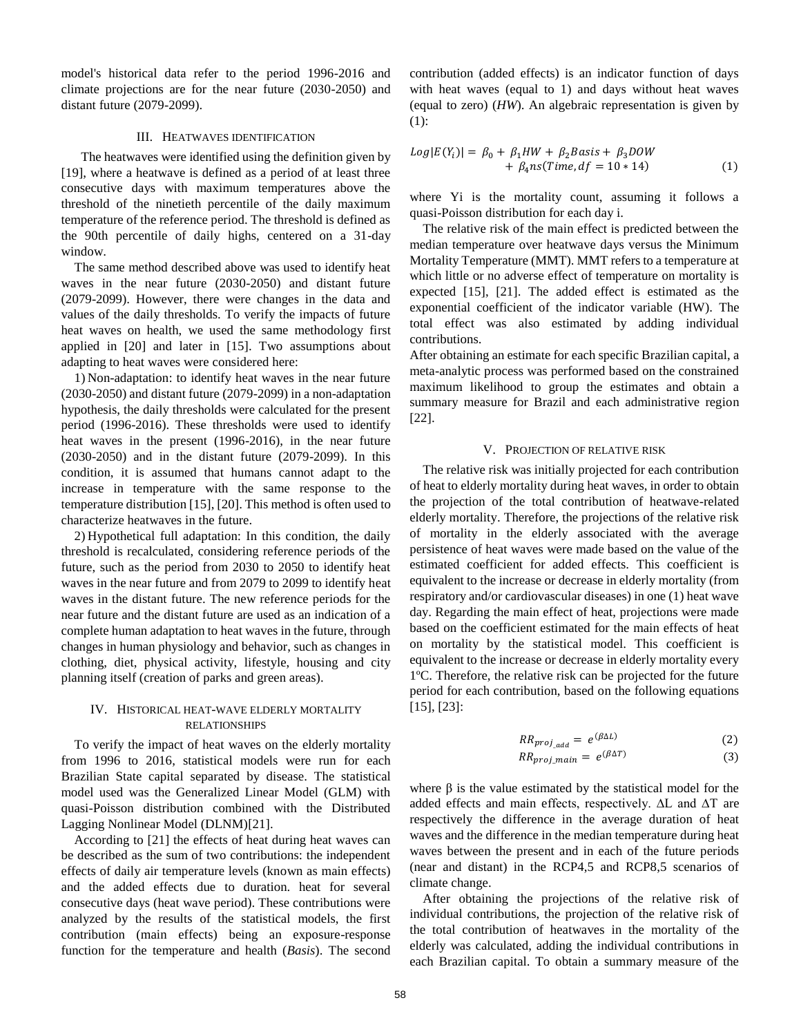model's historical data refer to the period 1996-2016 and climate projections are for the near future (2030-2050) and distant future (2079-2099).

## III. Heatwaves identification

The heatwaves were identified using the definition given by [19], where a heatwave is defined as a period of at least three consecutive days with maximum temperatures above the threshold of the ninetieth percentile of the daily maximum temperature of the reference period. The threshold is defined as the 90th percentile of daily highs, centered on a 31-day window.

The same method described above was used to identify heat waves in the near future (2030-2050) and distant future (2079-2099). However, there were changes in the data and values of the daily thresholds. To verify the impacts of future heat waves on health, we used the same methodology first applied in [20] and later in [15]. Two assumptions about adapting to heat waves were considered here:

1) Non-adaptation: to identify heat waves in the near future (2030-2050) and distant future (2079-2099) in a non-adaptation hypothesis, the daily thresholds were calculated for the present period (1996-2016). These thresholds were used to identify heat waves in the present (1996-2016), in the near future (2030-2050) and in the distant future (2079-2099). In this condition, it is assumed that humans cannot adapt to the increase in temperature with the same response to the temperature distribution [15], [20]. This method is often used to characterize heatwaves in the future.

2) Hypothetical full adaptation: In this condition, the daily threshold is recalculated, considering reference periods of the future, such as the period from 2030 to 2050 to identify heat waves in the near future and from 2079 to 2099 to identify heat waves in the distant future. The new reference periods for the near future and the distant future are used as an indication of a complete human adaptation to heat waves in the future, through changes in human physiology and behavior, such as changes in clothing, diet, physical activity, lifestyle, housing and city planning itself (creation of parks and green areas).

## IV. Historical heat-wave elderly mortality relationships

To verify the impact of heat waves on the elderly mortality from 1996 to 2016, statistical models were run for each Brazilian State capital separated by disease. The statistical model used was the Generalized Linear Model (GLM) with quasi-Poisson distribution combined with the Distributed Lagging Nonlinear Model (DLNM)[21].

According to [21] the effects of heat during heat waves can be described as the sum of two contributions: the independent effects of daily air temperature levels (known as main effects) and the added effects due to duration. heat for several consecutive days (heat wave period). These contributions were analyzed by the results of the statistical models, the first contribution (main effects) being an exposure-response function for the temperature and health (*Basis*). The second contribution (added effects) is an indicator function of days with heat waves (equal to 1) and days without heat waves (equal to zero) (*HW*). An algebraic representation is given by (1):

$$Log|E(Y_i)| = \beta_0 + \beta_1 HW + \beta_2 Basis + \beta_3 DOW + \beta_4 ns(Time, df = 10 * 14) \quad (1)$$

where Yi is the mortality count, assuming it follows a quasi-Poisson distribution for each day i.

The relative risk of the main effect is predicted between the median temperature over heatwave days versus the Minimum Mortality Temperature (MMT). MMT refers to a temperature at which little or no adverse effect of temperature on mortality is expected [15], [21]. The added effect is estimated as the exponential coefficient of the indicator variable (HW). The total effect was also estimated by adding individual contributions.

After obtaining an estimate for each specific Brazilian capital, a meta-analytic process was performed based on the constrained maximum likelihood to group the estimates and obtain a summary measure for Brazil and each administrative region [22].

## V. Projection of relative risk

The relative risk was initially projected for each contribution of heat to elderly mortality during heat waves, in order to obtain the projection of the total contribution of heatwave-related elderly mortality. Therefore, the projections of the relative risk of mortality in the elderly associated with the average persistence of heat waves were made based on the value of the estimated coefficient for added effects. This coefficient is equivalent to the increase or decrease in elderly mortality (from respiratory and/or cardiovascular diseases) in one (1) heat wave day. Regarding the main effect of heat, projections were made based on the coefficient estimated for the main effects of heat on mortality by the statistical model. This coefficient is equivalent to the increase or decrease in elderly mortality every 1ºC. Therefore, the relative risk can be projected for the future period for each contribution, based on the following equations [15], [23]:

$$RR_{proj\_add} = e^{(\beta \Delta L)} \quad (2)$$

$$RR_{proj\_main} = e^{(\beta \Delta T)} \quad (3)$$

where β is the value estimated by the statistical model for the added effects and main effects, respectively. ΔL and ΔT are respectively the difference in the average duration of heat waves and the difference in the median temperature during heat waves between the present and in each of the future periods (near and distant) in the RCP4,5 and RCP8,5 scenarios of climate change.

After obtaining the projections of the relative risk of individual contributions, the projection of the relative risk of the total contribution of heatwaves in the mortality of the elderly was calculated, adding the individual contributions in each Brazilian capital. To obtain a summary measure of the